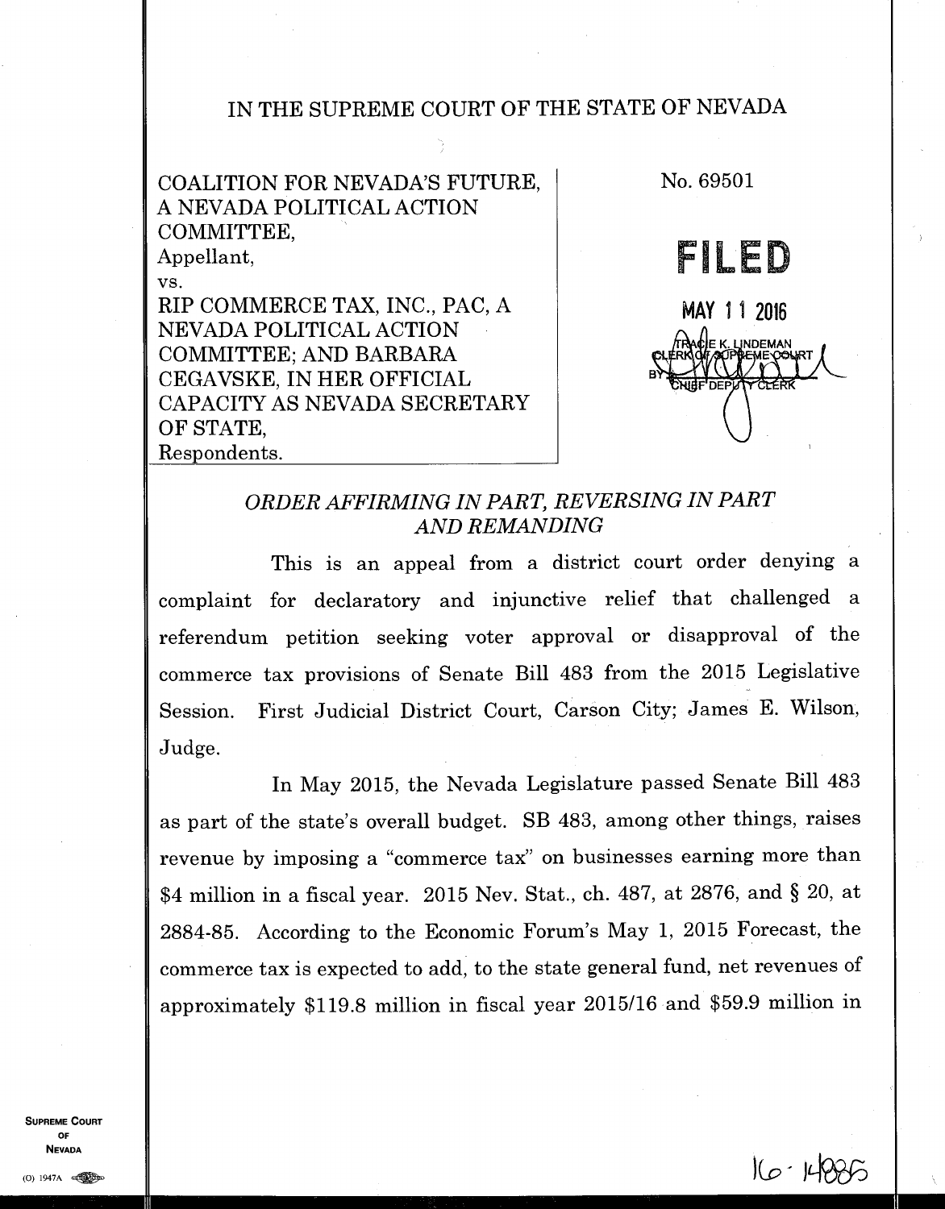IN THE SUPREME COURT OF THE STATE OF NEVADA

COALITION FOR NEVADA'S FUTURE, A NEVADA POLITICAL ACTION COMMITTEE,
Appellant,
vs.
RIP COMMERCE TAX, INC., PAC, A NEVADA POLITICAL ACTION COMMITTEE; AND BARBARA CEGAVSKE, IN HER OFFICIAL CAPACITY AS NEVADA SECRETARY OF STATE,
Respondents.

No. 69501

**FILED**

MAY 11 2016

TRACIE K. LINDEMAN
CLERK OF SUPREME COURT
BY
CHIEF DEPUTY CLERK

*ORDER AFFIRMING IN PART, REVERSING IN PART AND REMANDING*

This is an appeal from a district court order denying a complaint for declaratory and injunctive relief that challenged a referendum petition seeking voter approval or disapproval of the commerce tax provisions of Senate Bill 483 from the 2015 Legislative Session. First Judicial District Court, Carson City; James E. Wilson, Judge.

In May 2015, the Nevada Legislature passed Senate Bill 483 as part of the state's overall budget. SB 483, among other things, raises revenue by imposing a "commerce tax" on businesses earning more than \$4 million in a fiscal year. 2015 Nev. Stat., ch. 487, at 2876, and § 20, at 2884-85. According to the Economic Forum's May 1, 2015 Forecast, the commerce tax is expected to add, to the state general fund, net revenues of approximately \$119.8 million in fiscal year 2015/16 and \$59.9 million in

16-14885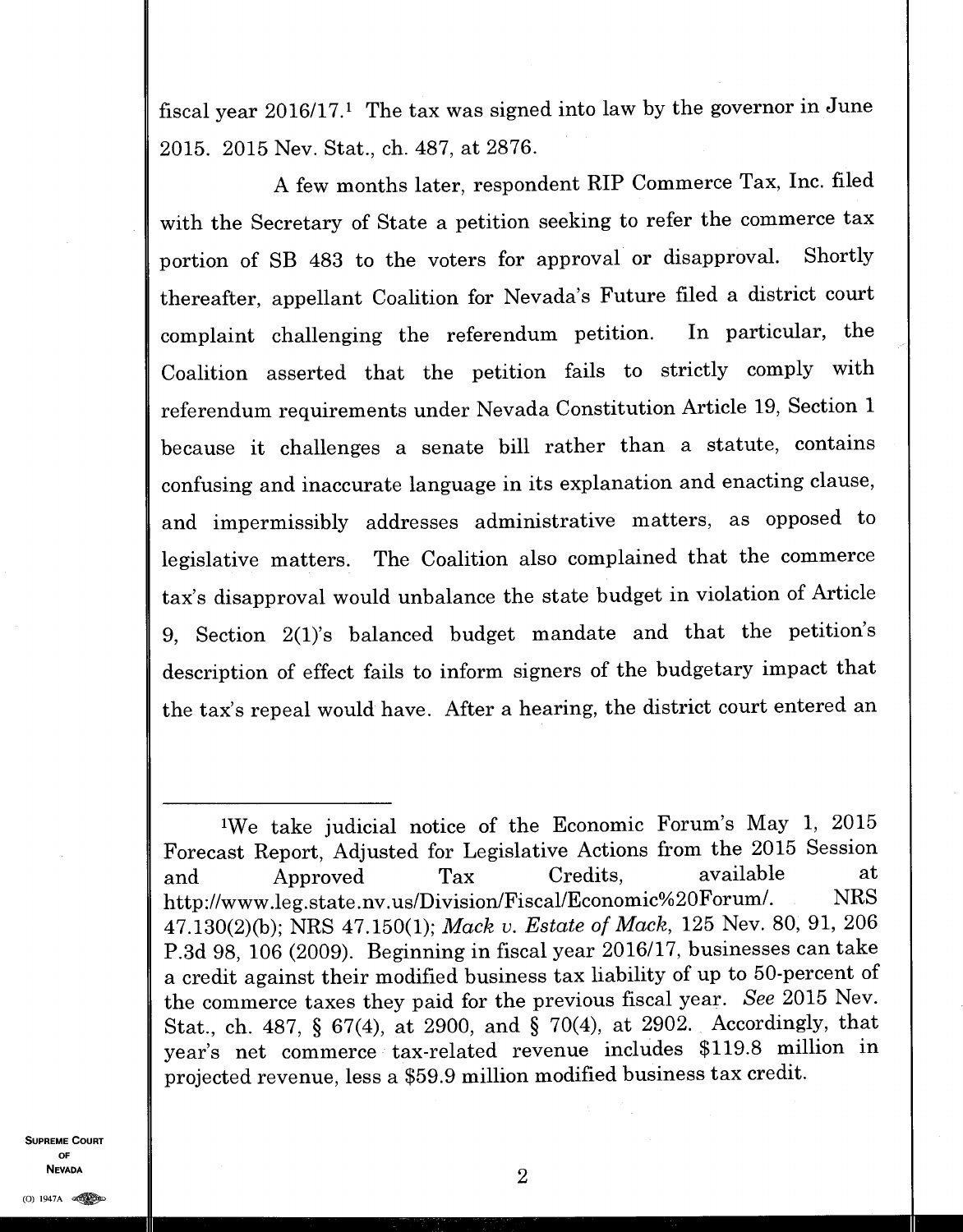fiscal year 2016/17.[1] The tax was signed into law by the governor in June 2015. 2015 Nev. Stat., ch. 487, at 2876.

A few months later, respondent RIP Commerce Tax, Inc. filed with the Secretary of State a petition seeking to refer the commerce tax portion of SB 483 to the voters for approval or disapproval. Shortly thereafter, appellant Coalition for Nevada's Future filed a district court complaint challenging the referendum petition. In particular, the Coalition asserted that the petition fails to strictly comply with referendum requirements under Nevada Constitution Article 19, Section 1 because it challenges a senate bill rather than a statute, contains confusing and inaccurate language in its explanation and enacting clause, and impermissibly addresses administrative matters, as opposed to legislative matters. The Coalition also complained that the commerce tax's disapproval would unbalance the state budget in violation of Article 9, Section 2(1)'s balanced budget mandate and that the petition's description of effect fails to inform signers of the budgetary impact that the tax's repeal would have. After a hearing, the district court entered an

---

[1]We take judicial notice of the Economic Forum's May 1, 2015 Forecast Report, Adjusted for Legislative Actions from the 2015 Session and Approved Tax Credits, available at http://www.leg.state.nv.us/Division/Fiscal/Economic%20Forum/. NRS 47.130(2)(b); NRS 47.150(1); *Mack v. Estate of Mack*, 125 Nev. 80, 91, 206 P.3d 98, 106 (2009). Beginning in fiscal year 2016/17, businesses can take a credit against their modified business tax liability of up to 50-percent of the commerce taxes they paid for the previous fiscal year. *See* 2015 Nev. Stat., ch. 487, § 67(4), at 2900, and § 70(4), at 2902. Accordingly, that year's net commerce tax-related revenue includes $119.8 million in projected revenue, less a $59.9 million modified business tax credit.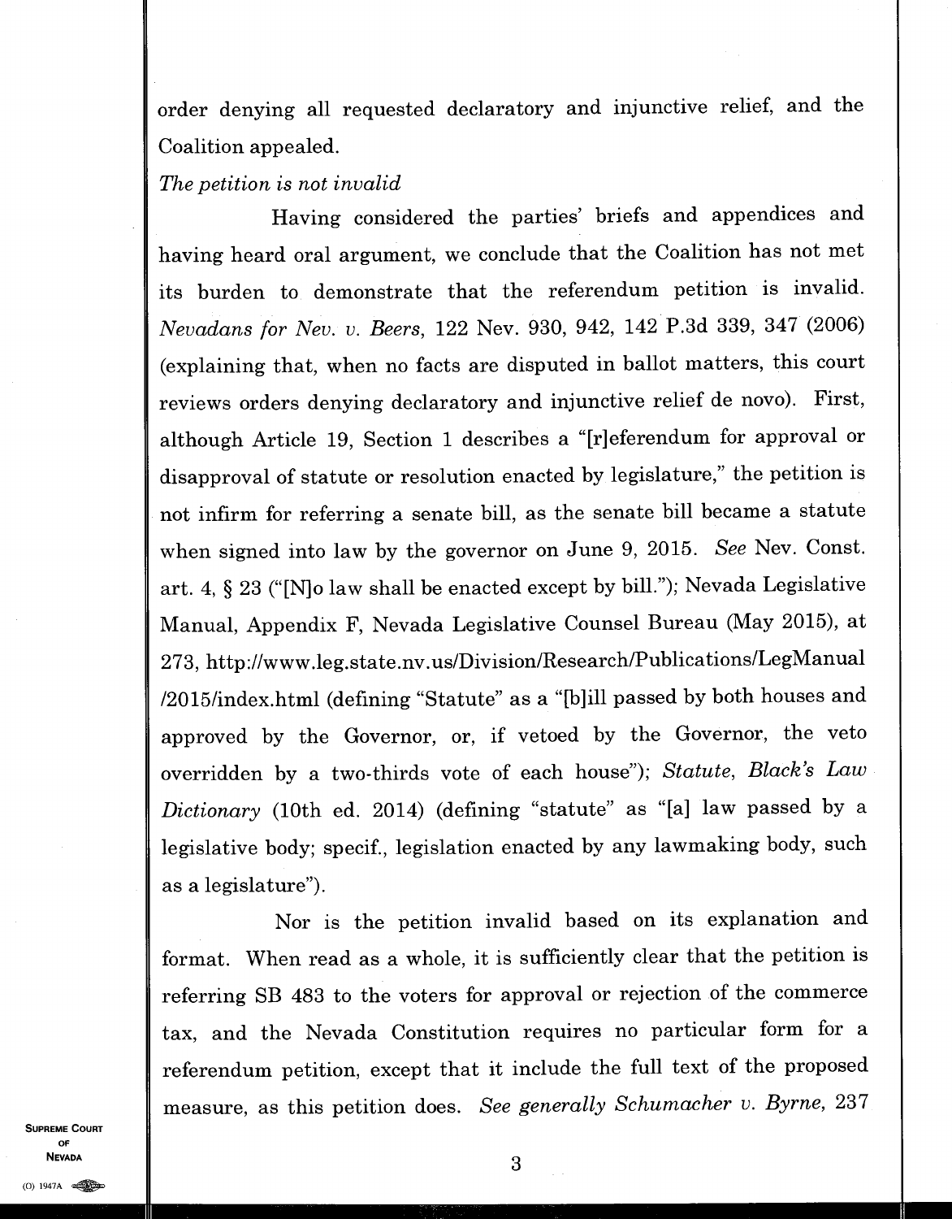order denying all requested declaratory and injunctive relief, and the Coalition appealed.

*The petition is not invalid*

Having considered the parties' briefs and appendices and having heard oral argument, we conclude that the Coalition has not met its burden to demonstrate that the referendum petition is invalid. *Nevadans for Nev. v. Beers*, 122 Nev. 930, 942, 142 P.3d 339, 347 (2006) (explaining that, when no facts are disputed in ballot matters, this court reviews orders denying declaratory and injunctive relief de novo). First, although Article 19, Section 1 describes a "[r]eferendum for approval or disapproval of statute or resolution enacted by legislature," the petition is not infirm for referring a senate bill, as the senate bill became a statute when signed into law by the governor on June 9, 2015. *See* Nev. Const. art. 4, § 23 ("[N]o law shall be enacted except by bill."); Nevada Legislative Manual, Appendix F, Nevada Legislative Counsel Bureau (May 2015), at 273, http://www.leg.state.nv.us/Division/Research/Publications/LegManual/2015/index.html (defining "Statute" as a "[b]ill passed by both houses and approved by the Governor, or, if vetoed by the Governor, the veto overridden by a two-thirds vote of each house"); *Statute*, *Black's Law Dictionary* (10th ed. 2014) (defining "statute" as "[a] law passed by a legislative body; specif., legislation enacted by any lawmaking body, such as a legislature").

Nor is the petition invalid based on its explanation and format. When read as a whole, it is sufficiently clear that the petition is referring SB 483 to the voters for approval or rejection of the commerce tax, and the Nevada Constitution requires no particular form for a referendum petition, except that it include the full text of the proposed measure, as this petition does. *See generally Schumacher v. Byrne*, 237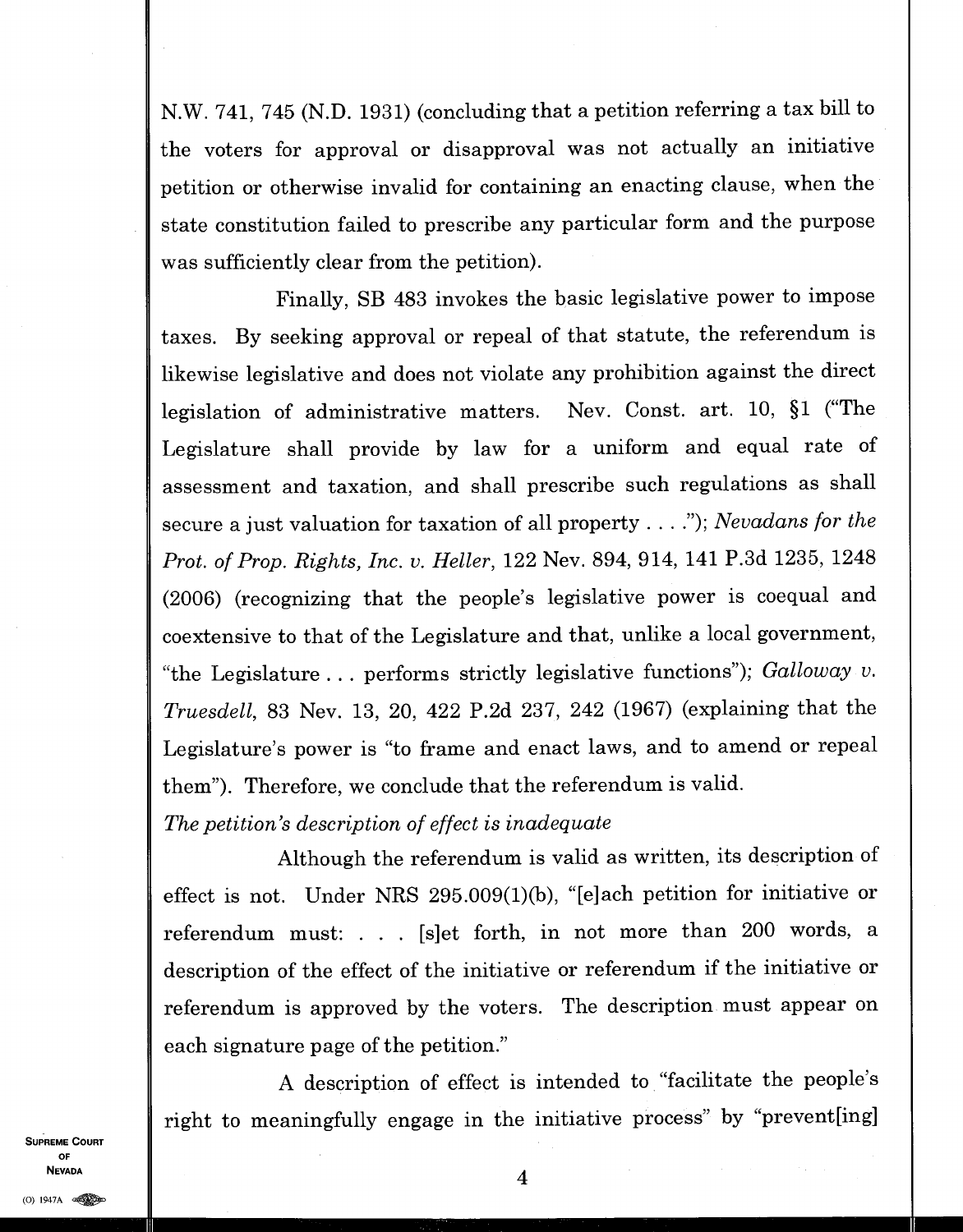N.W. 741, 745 (N.D. 1931) (concluding that a petition referring a tax bill to the voters for approval or disapproval was not actually an initiative petition or otherwise invalid for containing an enacting clause, when the state constitution failed to prescribe any particular form and the purpose was sufficiently clear from the petition).

Finally, SB 483 invokes the basic legislative power to impose taxes. By seeking approval or repeal of that statute, the referendum is likewise legislative and does not violate any prohibition against the direct legislation of administrative matters. Nev. Const. art. 10, §1 ("The Legislature shall provide by law for a uniform and equal rate of assessment and taxation, and shall prescribe such regulations as shall secure a just valuation for taxation of all property . . . ."); *Nevadans for the Prot. of Prop. Rights, Inc. v. Heller*, 122 Nev. 894, 914, 141 P.3d 1235, 1248 (2006) (recognizing that the people's legislative power is coequal and coextensive to that of the Legislature and that, unlike a local government, "the Legislature . . . performs strictly legislative functions"); *Galloway v. Truesdell*, 83 Nev. 13, 20, 422 P.2d 237, 242 (1967) (explaining that the Legislature's power is "to frame and enact laws, and to amend or repeal them"). Therefore, we conclude that the referendum is valid.

*The petition's description of effect is inadequate*

Although the referendum is valid as written, its description of effect is not. Under NRS 295.009(1)(b), "[e]ach petition for initiative or referendum must: . . . [s]et forth, in not more than 200 words, a description of the effect of the initiative or referendum if the initiative or referendum is approved by the voters. The description must appear on each signature page of the petition."

A description of effect is intended to "facilitate the people's right to meaningfully engage in the initiative process" by "prevent[ing]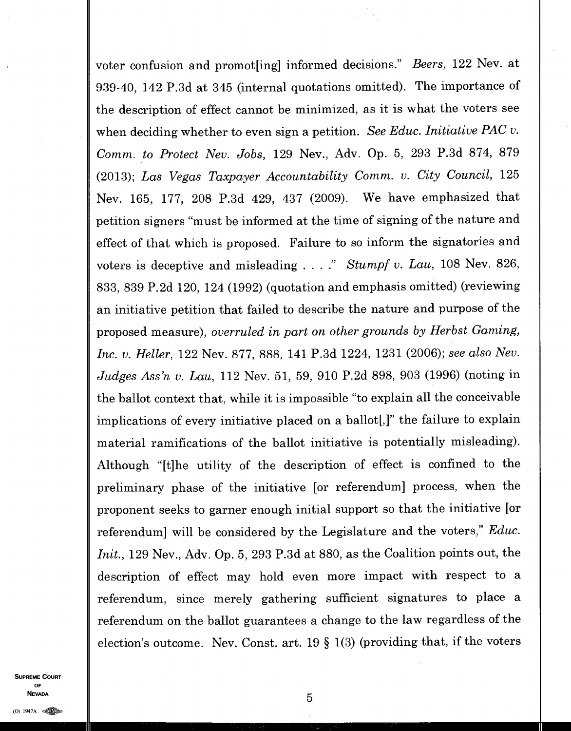voter confusion and promot[ing] informed decisions." *Beers*, 122 Nev. at 939-40, 142 P.3d at 345 (internal quotations omitted). The importance of the description of effect cannot be minimized, as it is what the voters see when deciding whether to even sign a petition. *See Educ. Initiative PAC v. Comm. to Protect Nev. Jobs*, 129 Nev., Adv. Op. 5, 293 P.3d 874, 879 (2013); *Las Vegas Taxpayer Accountability Comm. v. City Council*, 125 Nev. 165, 177, 208 P.3d 429, 437 (2009). We have emphasized that petition signers "must be informed at the time of signing of the nature and effect of that which is proposed. Failure to so inform the signatories and voters is deceptive and misleading . . . ." *Stumpf v. Lau*, 108 Nev. 826, 833, 839 P.2d 120, 124 (1992) (quotation and emphasis omitted) (reviewing an initiative petition that failed to describe the nature and purpose of the proposed measure), *overruled in part on other grounds by Herbst Gaming, Inc. v. Heller*, 122 Nev. 877, 888, 141 P.3d 1224, 1231 (2006); *see also Nev. Judges Ass'n v. Lau*, 112 Nev. 51, 59, 910 P.2d 898, 903 (1996) (noting in the ballot context that, while it is impossible "to explain all the conceivable implications of every initiative placed on a ballot[,]" the failure to explain material ramifications of the ballot initiative is potentially misleading). Although "[t]he utility of the description of effect is confined to the preliminary phase of the initiative [or referendum] process, when the proponent seeks to garner enough initial support so that the initiative [or referendum] will be considered by the Legislature and the voters," *Educ. Init.*, 129 Nev., Adv. Op. 5, 293 P.3d at 880, as the Coalition points out, the description of effect may hold even more impact with respect to a referendum, since merely gathering sufficient signatures to place a referendum on the ballot guarantees a change to the law regardless of the election's outcome. Nev. Const. art. 19 § 1(3) (providing that, if the voters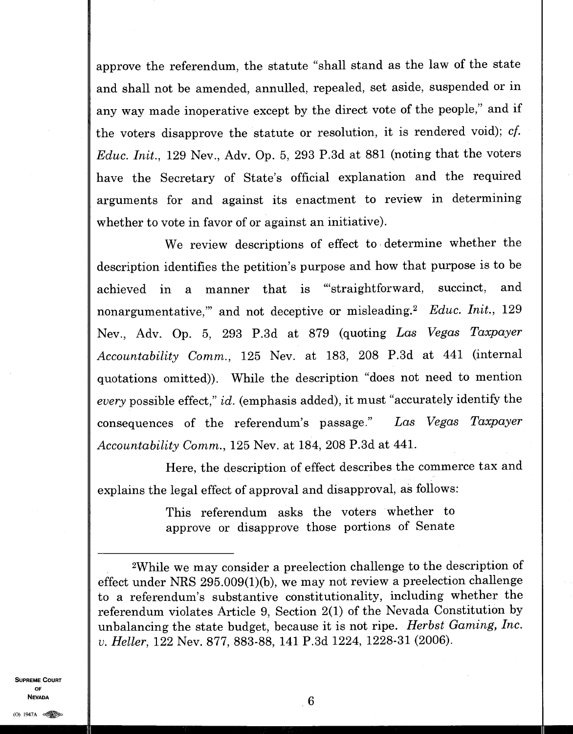approve the referendum, the statute "shall stand as the law of the state and shall not be amended, annulled, repealed, set aside, suspended or in any way made inoperative except by the direct vote of the people," and if the voters disapprove the statute or resolution, it is rendered void); *cf. Educ. Init.*, 129 Nev., Adv. Op. 5, 293 P.3d at 881 (noting that the voters have the Secretary of State's official explanation and the required arguments for and against its enactment to review in determining whether to vote in favor of or against an initiative).

We review descriptions of effect to determine whether the description identifies the petition's purpose and how that purpose is to be achieved in a manner that is "'straightforward, succinct, and nonargumentative,'" and not deceptive or misleading.[2] *Educ. Init.*, 129 Nev., Adv. Op. 5, 293 P.3d at 879 (quoting *Las Vegas Taxpayer Accountability Comm.*, 125 Nev. at 183, 208 P.3d at 441 (internal quotations omitted)). While the description "does not need to mention *every* possible effect," *id.* (emphasis added), it must "accurately identify the consequences of the referendum's passage." *Las Vegas Taxpayer Accountability Comm.*, 125 Nev. at 184, 208 P.3d at 441.

Here, the description of effect describes the commerce tax and explains the legal effect of approval and disapproval, as follows:

> This referendum asks the voters whether to approve or disapprove those portions of Senate

---

[2]While we may consider a preelection challenge to the description of effect under NRS 295.009(1)(b), we may not review a preelection challenge to a referendum's substantive constitutionality, including whether the referendum violates Article 9, Section 2(1) of the Nevada Constitution by unbalancing the state budget, because it is not ripe. *Herbst Gaming, Inc. v. Heller*, 122 Nev. 877, 883-88, 141 P.3d 1224, 1228-31 (2006).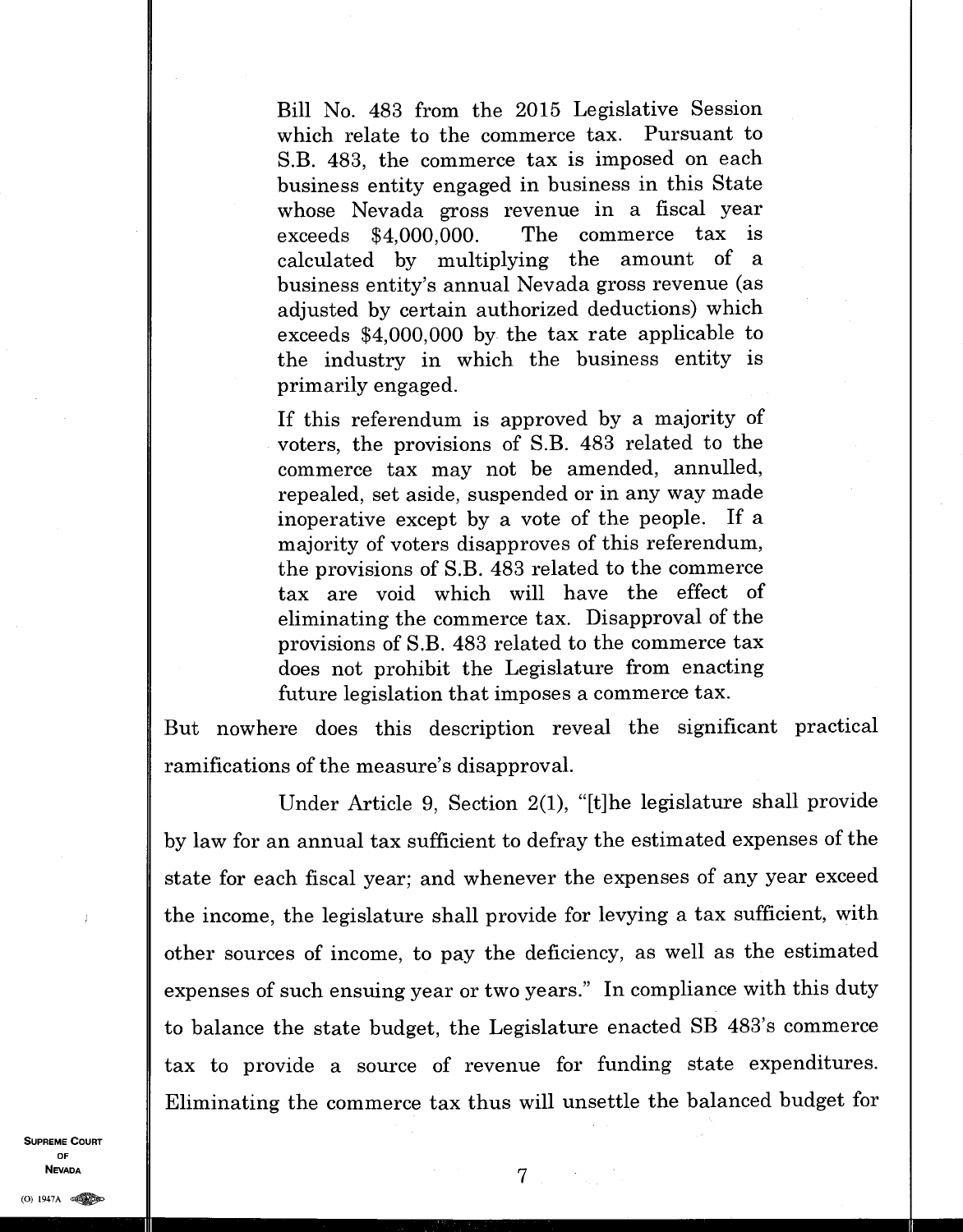> Bill No. 483 from the 2015 Legislative Session which relate to the commerce tax. Pursuant to S.B. 483, the commerce tax is imposed on each business entity engaged in business in this State whose Nevada gross revenue in a fiscal year exceeds $4,000,000. The commerce tax is calculated by multiplying the amount of a business entity's annual Nevada gross revenue (as adjusted by certain authorized deductions) which exceeds $4,000,000 by the tax rate applicable to the industry in which the business entity is primarily engaged.
>
> If this referendum is approved by a majority of voters, the provisions of S.B. 483 related to the commerce tax may not be amended, annulled, repealed, set aside, suspended or in any way made inoperative except by a vote of the people. If a majority of voters disapproves of this referendum, the provisions of S.B. 483 related to the commerce tax are void which will have the effect of eliminating the commerce tax. Disapproval of the provisions of S.B. 483 related to the commerce tax does not prohibit the Legislature from enacting future legislation that imposes a commerce tax.

But nowhere does this description reveal the significant practical ramifications of the measure's disapproval.

Under Article 9, Section 2(1), "[t]he legislature shall provide by law for an annual tax sufficient to defray the estimated expenses of the state for each fiscal year; and whenever the expenses of any year exceed the income, the legislature shall provide for levying a tax sufficient, with other sources of income, to pay the deficiency, as well as the estimated expenses of such ensuing year or two years." In compliance with this duty to balance the state budget, the Legislature enacted SB 483's commerce tax to provide a source of revenue for funding state expenditures. Eliminating the commerce tax thus will unsettle the balanced budget for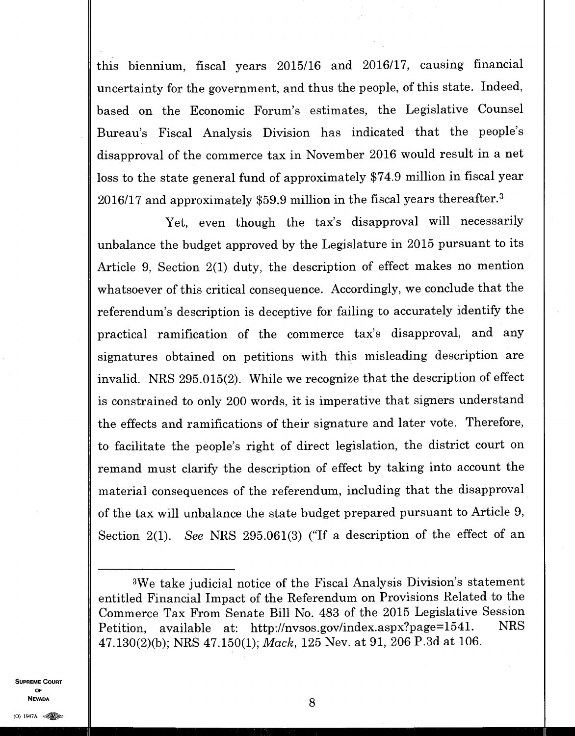this biennium, fiscal years 2015/16 and 2016/17, causing financial uncertainty for the government, and thus the people, of this state. Indeed, based on the Economic Forum's estimates, the Legislative Counsel Bureau's Fiscal Analysis Division has indicated that the people's disapproval of the commerce tax in November 2016 would result in a net loss to the state general fund of approximately $74.9 million in fiscal year 2016/17 and approximately $59.9 million in the fiscal years thereafter.[3]

Yet, even though the tax's disapproval will necessarily unbalance the budget approved by the Legislature in 2015 pursuant to its Article 9, Section 2(1) duty, the description of effect makes no mention whatsoever of this critical consequence. Accordingly, we conclude that the referendum's description is deceptive for failing to accurately identify the practical ramification of the commerce tax's disapproval, and any signatures obtained on petitions with this misleading description are invalid. NRS 295.015(2). While we recognize that the description of effect is constrained to only 200 words, it is imperative that signers understand the effects and ramifications of their signature and later vote. Therefore, to facilitate the people's right of direct legislation, the district court on remand must clarify the description of effect by taking into account the material consequences of the referendum, including that the disapproval of the tax will unbalance the state budget prepared pursuant to Article 9, Section 2(1). *See* NRS 295.061(3) ("If a description of the effect of an

---

[3]We take judicial notice of the Fiscal Analysis Division's statement entitled Financial Impact of the Referendum on Provisions Related to the Commerce Tax From Senate Bill No. 483 of the 2015 Legislative Session Petition, available at: http://nvsos.gov/index.aspx?page=1541. NRS 47.130(2)(b); NRS 47.150(1); *Mack*, 125 Nev. at 91, 206 P.3d at 106.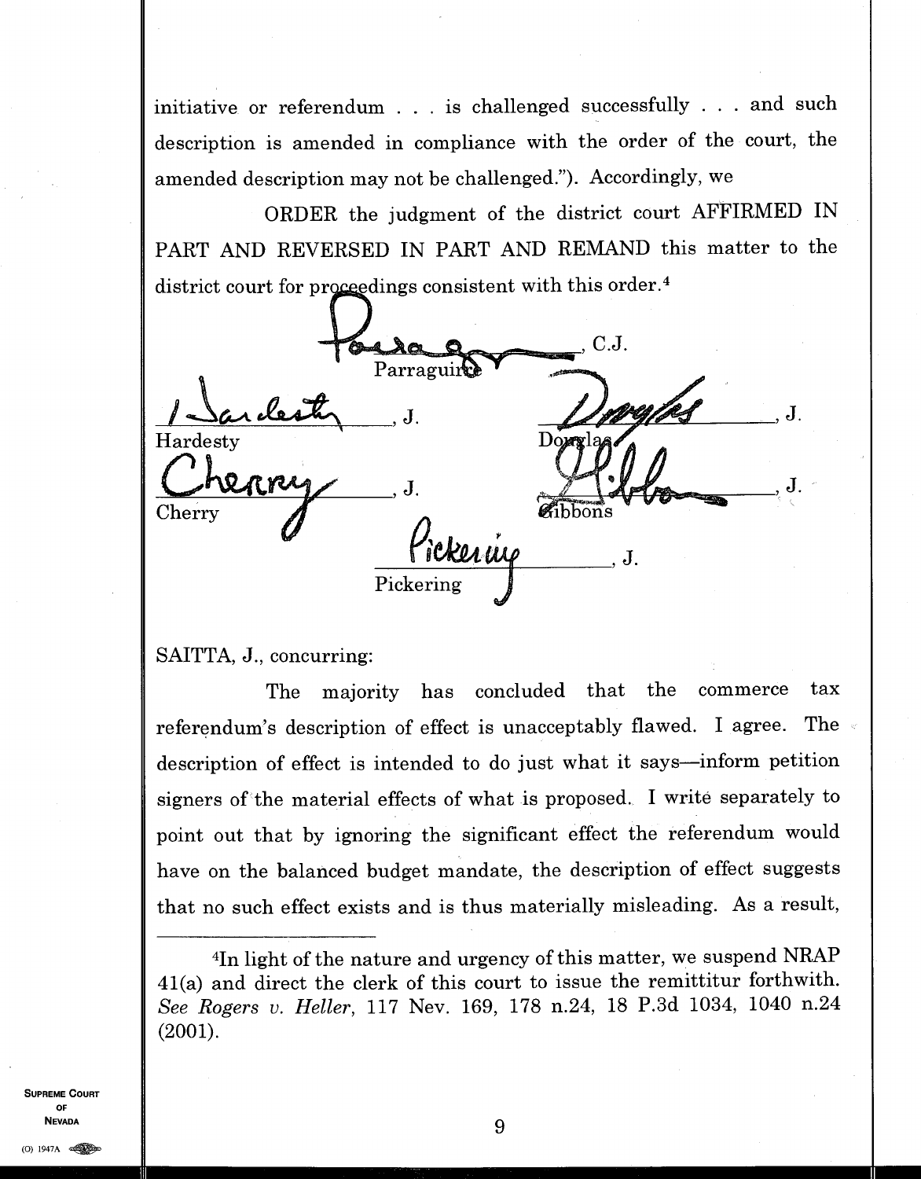initiative or referendum . . . is challenged successfully . . . and such description is amended in compliance with the order of the court, the amended description may not be challenged."). Accordingly, we

ORDER the judgment of the district court AFFIRMED IN PART AND REVERSED IN PART AND REMAND this matter to the district court for proceedings consistent with this order.[4]

_______________, C.J.
Parraguirre

_______________, J.
Hardesty

_______________, J.
Douglas

_______________, J.
Cherry

_______________, J.
Gibbons

_______________, J.
Pickering

SAITTA, J., concurring:

The majority has concluded that the commerce tax referendum's description of effect is unacceptably flawed. I agree. The description of effect is intended to do just what it says—inform petition signers of the material effects of what is proposed. I write separately to point out that by ignoring the significant effect the referendum would have on the balanced budget mandate, the description of effect suggests that no such effect exists and is thus materially misleading. As a result,

---

[4]In light of the nature and urgency of this matter, we suspend NRAP 41(a) and direct the clerk of this court to issue the remittitur forthwith. *See Rogers v. Heller*, 117 Nev. 169, 178 n.24, 18 P.3d 1034, 1040 n.24 (2001).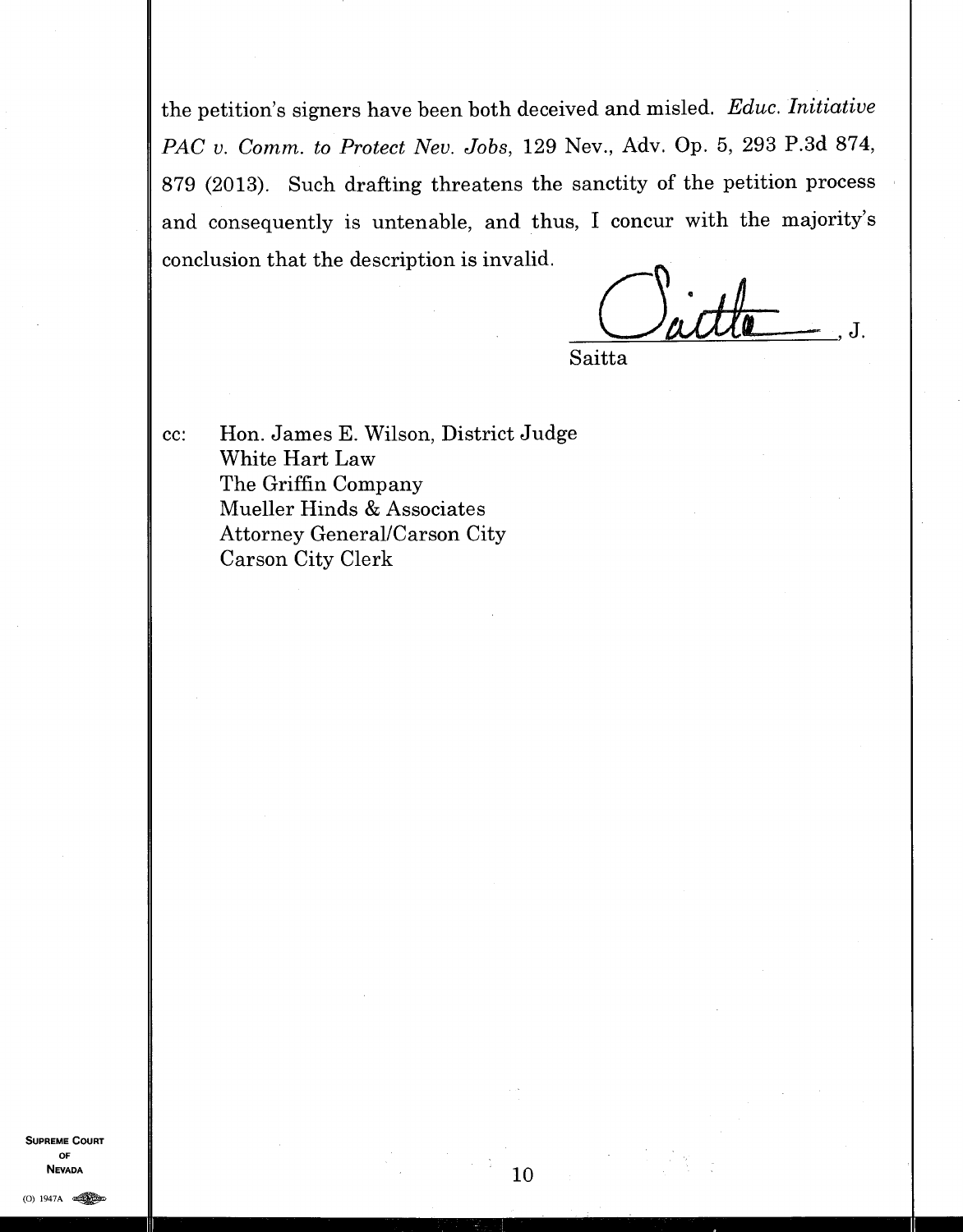the petition's signers have been both deceived and misled. *Educ. Initiative PAC v. Comm. to Protect Nev. Jobs*, 129 Nev., Adv. Op. 5, 293 P.3d 874, 879 (2013). Such drafting threatens the sanctity of the petition process and consequently is untenable, and thus, I concur with the majority's conclusion that the description is invalid.

_______________, J.
Saitta

cc: Hon. James E. Wilson, District Judge
White Hart Law
The Griffin Company
Mueller Hinds & Associates
Attorney General/Carson City
Carson City Clerk